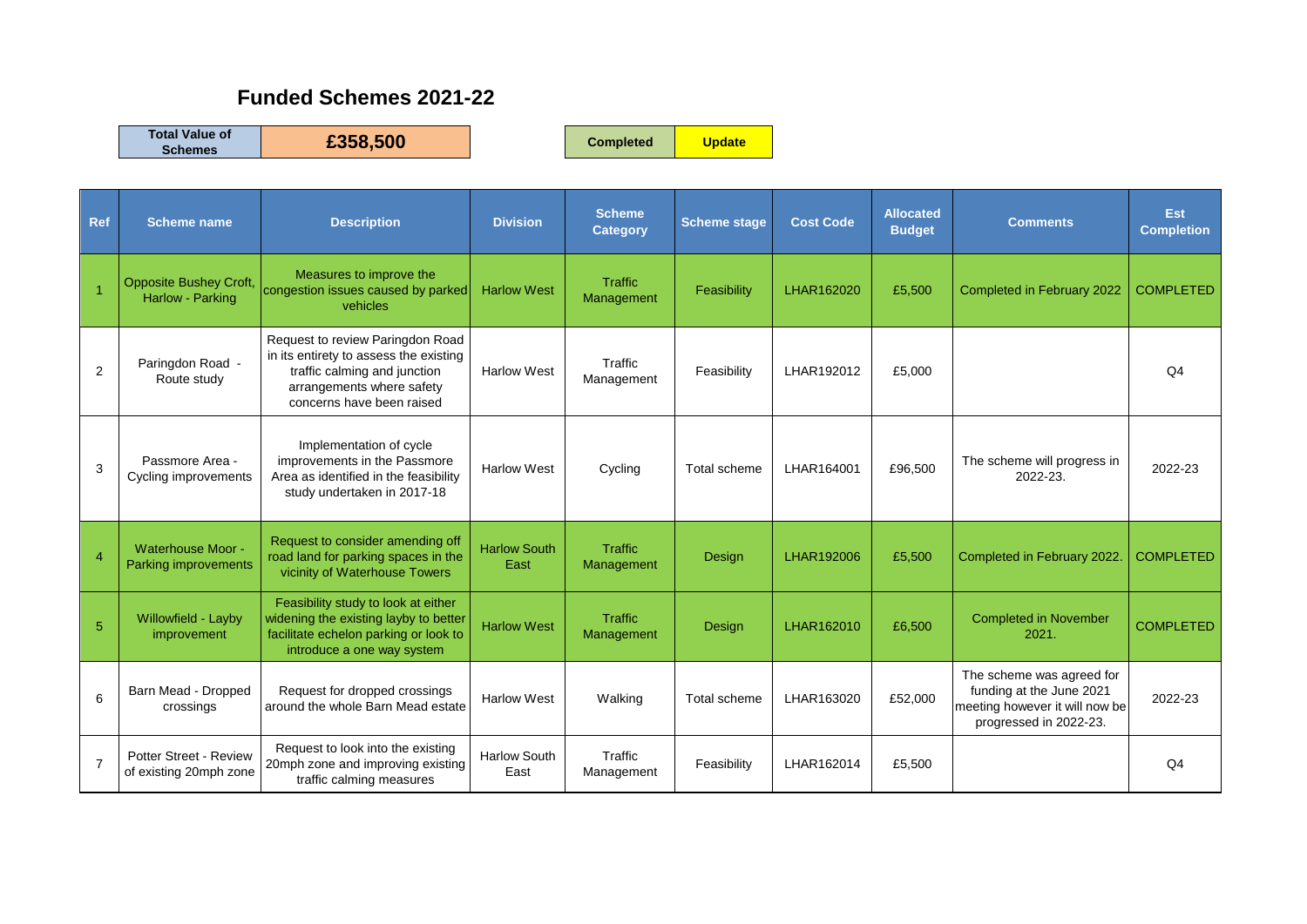# Funded Schemes 2021-22

| Total Value of Schemes | £358,500 |
|---|---|

| Completed | Update |
|---|---|

| Ref | Scheme name | Description | Division | Scheme Category | Scheme stage | Cost Code | Allocated Budget | Comments | Est Completion |
|---|---|---|---|---|---|---|---|---|---|
| 1 | Opposite Bushey Croft, Harlow - Parking | Measures to improve the congestion issues caused by parked vehicles | Harlow West | Traffic Management | Feasibility | LHAR162020 | £5,500 | Completed in February 2022 | COMPLETED |
| 2 | Paringdon Road - Route study | Request to review Paringdon Road in its entirety to assess the existing traffic calming and junction arrangements where safety concerns have been raised | Harlow West | Traffic Management | Feasibility | LHAR192012 | £5,000 | | Q4 |
| 3 | Passmore Area - Cycling improvements | Implementation of cycle improvements in the Passmore Area as identified in the feasibility study undertaken in 2017-18 | Harlow West | Cycling | Total scheme | LHAR164001 | £96,500 | The scheme will progress in 2022-23. | 2022-23 |
| 4 | Waterhouse Moor - Parking improvements | Request to consider amending off road land for parking spaces in the vicinity of Waterhouse Towers | Harlow South East | Traffic Management | Design | LHAR192006 | £5,500 | Completed in February 2022. | COMPLETED |
| 5 | Willowfield - Layby improvement | Feasibility study to look at either widening the existing layby to better facilitate echelon parking or look to introduce a one way system | Harlow West | Traffic Management | Design | LHAR162010 | £6,500 | Completed in November 2021. | COMPLETED |
| 6 | Barn Mead - Dropped crossings | Request for dropped crossings around the whole Barn Mead estate | Harlow West | Walking | Total scheme | LHAR163020 | £52,000 | The scheme was agreed for funding at the June 2021 meeting however it will now be progressed in 2022-23. | 2022-23 |
| 7 | Potter Street - Review of existing 20mph zone | Request to look into the existing 20mph zone and improving existing traffic calming measures | Harlow South East | Traffic Management | Feasibility | LHAR162014 | £5,500 | | Q4 |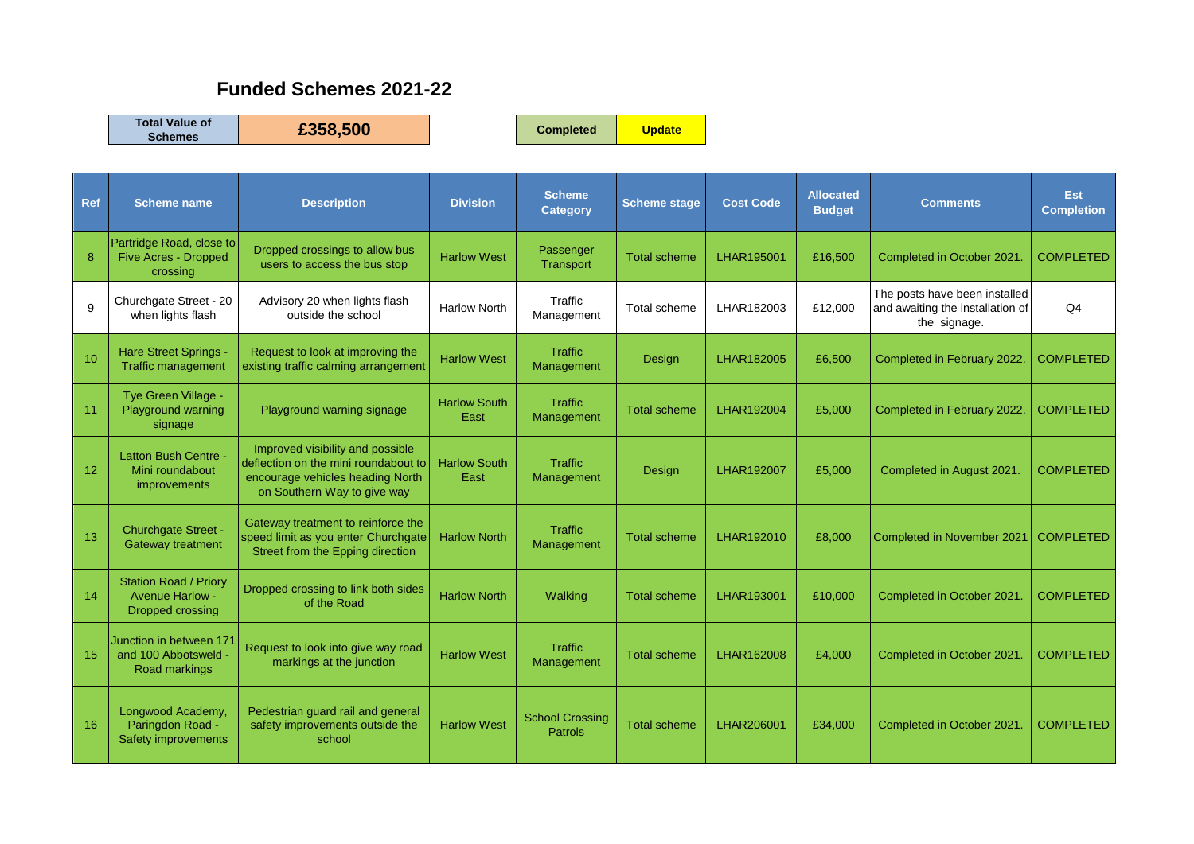## Funded Schemes 2021-22

| Total Value of Schemes | £358,500 |
|---|---|

| Completed | Update |
|---|---|

| Ref | Scheme name | Description | Division | Scheme Category | Scheme stage | Cost Code | Allocated Budget | Comments | Est Completion |
|---|---|---|---|---|---|---|---|---|---|
| 8 | Partridge Road, close to Five Acres - Dropped crossing | Dropped crossings to allow bus users to access the bus stop | Harlow West | Passenger Transport | Total scheme | LHAR195001 | £16,500 | Completed in October 2021. | COMPLETED |
| 9 | Churchgate Street - 20 when lights flash | Advisory 20 when lights flash outside the school | Harlow North | Traffic Management | Total scheme | LHAR182003 | £12,000 | The posts have been installed and awaiting the installation of the signage. | Q4 |
| 10 | Hare Street Springs - Traffic management | Request to look at improving the existing traffic calming arrangement | Harlow West | Traffic Management | Design | LHAR182005 | £6,500 | Completed in February 2022. | COMPLETED |
| 11 | Tye Green Village - Playground warning signage | Playground warning signage | Harlow South East | Traffic Management | Total scheme | LHAR192004 | £5,000 | Completed in February 2022. | COMPLETED |
| 12 | Latton Bush Centre - Mini roundabout improvements | Improved visibility and possible deflection on the mini roundabout to encourage vehicles heading North on Southern Way to give way | Harlow South East | Traffic Management | Design | LHAR192007 | £5,000 | Completed in August 2021. | COMPLETED |
| 13 | Churchgate Street - Gateway treatment | Gateway treatment to reinforce the speed limit as you enter Churchgate Street from the Epping direction | Harlow North | Traffic Management | Total scheme | LHAR192010 | £8,000 | Completed in November 2021 | COMPLETED |
| 14 | Station Road / Priory Avenue Harlow - Dropped crossing | Dropped crossing to link both sides of the Road | Harlow North | Walking | Total scheme | LHAR193001 | £10,000 | Completed in October 2021. | COMPLETED |
| 15 | Junction in between 171 and 100 Abbotsweld - Road markings | Request to look into give way road markings at the junction | Harlow West | Traffic Management | Total scheme | LHAR162008 | £4,000 | Completed in October 2021. | COMPLETED |
| 16 | Longwood Academy, Paringdon Road - Safety improvements | Pedestrian guard rail and general safety improvements outside the school | Harlow West | School Crossing Patrols | Total scheme | LHAR206001 | £34,000 | Completed in October 2021. | COMPLETED |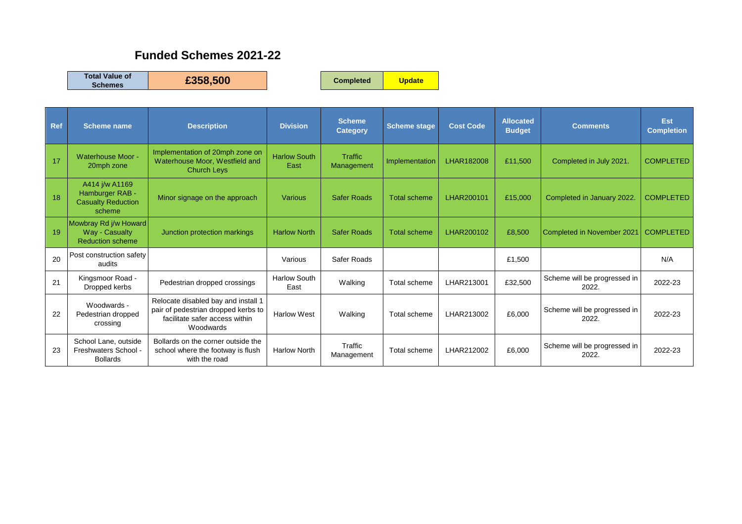## Funded Schemes 2021-22

| Total Value of Schemes | £358,500 |
|---|---|

| Completed | Update |
|---|---|

| Ref | Scheme name | Description | Division | Scheme Category | Scheme stage | Cost Code | Allocated Budget | Comments | Est Completion |
|---|---|---|---|---|---|---|---|---|---|
| 17 | Waterhouse Moor - 20mph zone | Implementation of 20mph zone on Waterhouse Moor, Westfield and Church Leys | Harlow South East | Traffic Management | Implementation | LHAR182008 | £11,500 | Completed in July 2021. | COMPLETED |
| 18 | A414 j/w A1169 Hamburger RAB - Casualty Reduction scheme | Minor signage on the approach | Various | Safer Roads | Total scheme | LHAR200101 | £15,000 | Completed in January 2022. | COMPLETED |
| 19 | Mowbray Rd j/w Howard Way - Casualty Reduction scheme | Junction protection markings | Harlow North | Safer Roads | Total scheme | LHAR200102 | £8,500 | Completed in November 2021 | COMPLETED |
| 20 | Post construction safety audits | | Various | Safer Roads | | | £1,500 | | N/A |
| 21 | Kingsmoor Road - Dropped kerbs | Pedestrian dropped crossings | Harlow South East | Walking | Total scheme | LHAR213001 | £32,500 | Scheme will be progressed in 2022. | 2022-23 |
| 22 | Woodwards - Pedestrian dropped crossing | Relocate disabled bay and install 1 pair of pedestrian dropped kerbs to facilitate safer access within Woodwards | Harlow West | Walking | Total scheme | LHAR213002 | £6,000 | Scheme will be progressed in 2022. | 2022-23 |
| 23 | School Lane, outside Freshwaters School - Bollards | Bollards on the corner outside the school where the footway is flush with the road | Harlow North | Traffic Management | Total scheme | LHAR212002 | £6,000 | Scheme will be progressed in 2022. | 2022-23 |